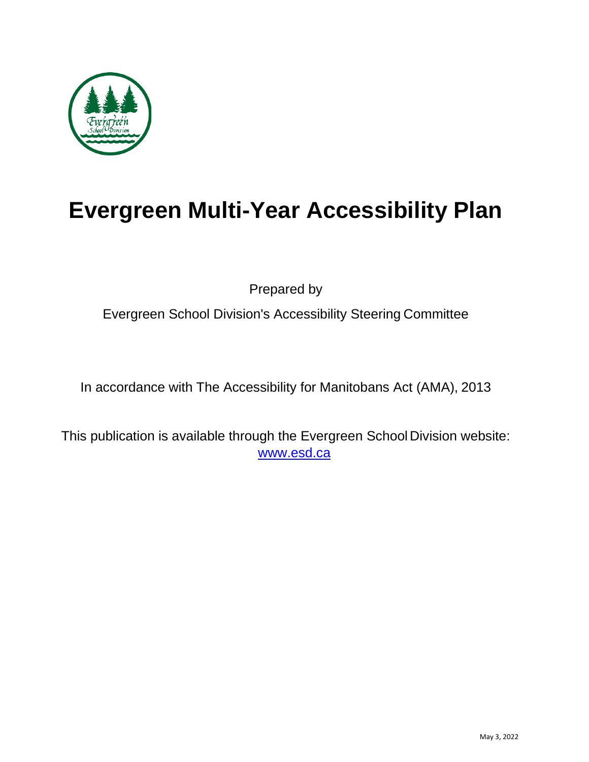# Evergreen Multi-Year Accessibility Plan

Prepared by

Evergreen School Division's Accessibility Steering Committee

In accordance with The Accessibility for Manitobans Act (AMA), 2013

This publication is available through the Evergreen School Division website: [www.esd.ca](http://www.esd.ca)

May 3, 2022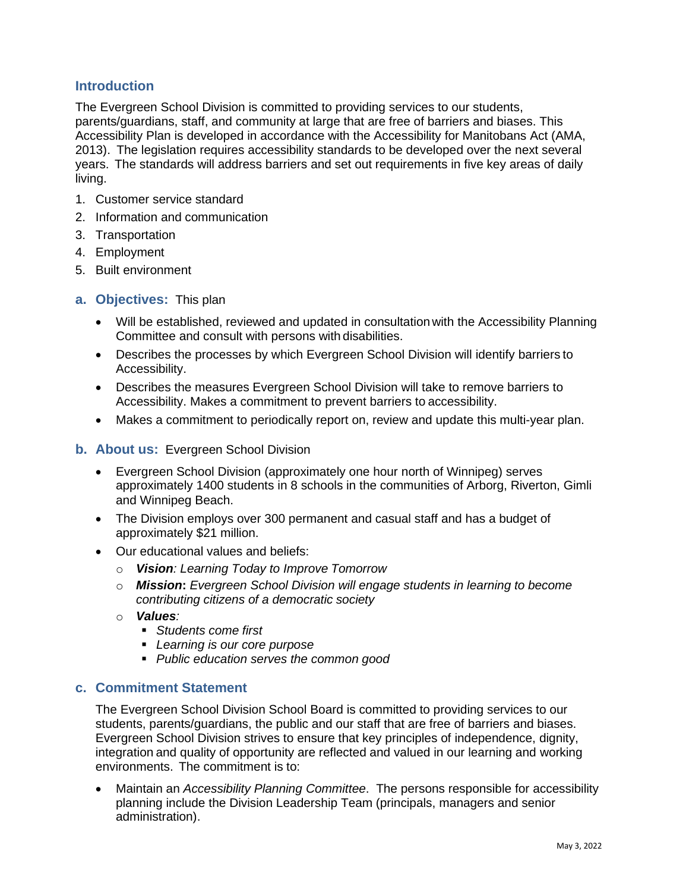## Introduction

The Evergreen School Division is committed to providing services to our students, parents/guardians, staff, and community at large that are free of barriers and biases. This Accessibility Plan is developed in accordance with the Accessibility for Manitobans Act (AMA, 2013). The legislation requires accessibility standards to be developed over the next several years. The standards will address barriers and set out requirements in five key areas of daily living.

1. Customer service standard
2. Information and communication
3. Transportation
4. Employment
5. Built environment

### a. Objectives: This plan

- Will be established, reviewed and updated in consultation with the Accessibility Planning Committee and consult with persons with disabilities.
- Describes the processes by which Evergreen School Division will identify barriers to Accessibility.
- Describes the measures Evergreen School Division will take to remove barriers to Accessibility. Makes a commitment to prevent barriers to accessibility.
- Makes a commitment to periodically report on, review and update this multi-year plan.

### b. About us: Evergreen School Division

- Evergreen School Division (approximately one hour north of Winnipeg) serves approximately 1400 students in 8 schools in the communities of Arborg, Riverton, Gimli and Winnipeg Beach.
- The Division employs over 300 permanent and casual staff and has a budget of approximately $21 million.
- Our educational values and beliefs:
  - ***Vision****: Learning Today to Improve Tomorrow*
  - ***Mission*****:** *Evergreen School Division will engage students in learning to become contributing citizens of a democratic society*
  - ***Values****:*
    - *Students come first*
    - *Learning is our core purpose*
    - *Public education serves the common good*

### c. Commitment Statement

The Evergreen School Division School Board is committed to providing services to our students, parents/guardians, the public and our staff that are free of barriers and biases. Evergreen School Division strives to ensure that key principles of independence, dignity, integration and quality of opportunity are reflected and valued in our learning and working environments. The commitment is to:

- Maintain an *Accessibility Planning Committee*. The persons responsible for accessibility planning include the Division Leadership Team (principals, managers and senior administration).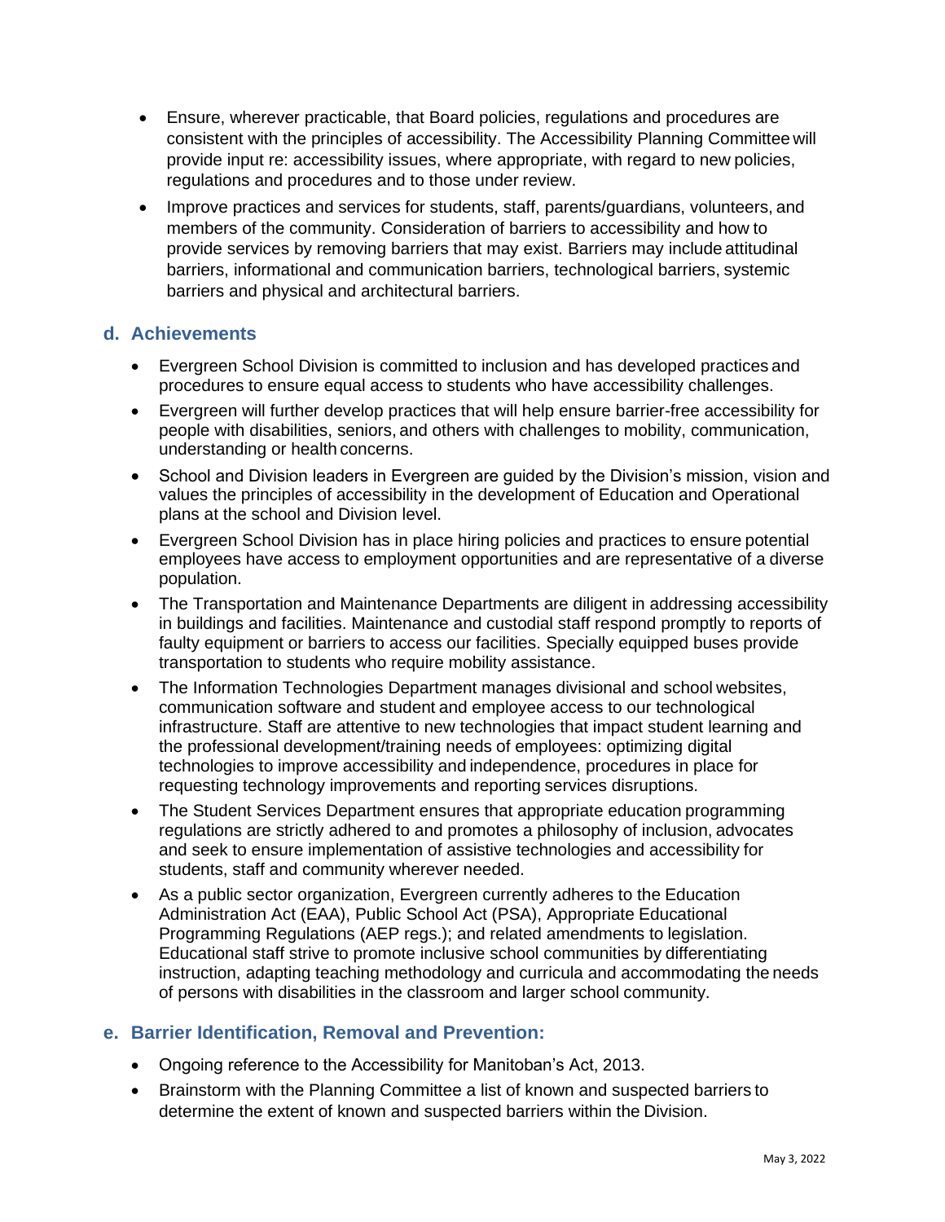- Ensure, wherever practicable, that Board policies, regulations and procedures are consistent with the principles of accessibility. The Accessibility Planning Committee will provide input re: accessibility issues, where appropriate, with regard to new policies, regulations and procedures and to those under review.
- Improve practices and services for students, staff, parents/guardians, volunteers, and members of the community. Consideration of barriers to accessibility and how to provide services by removing barriers that may exist. Barriers may include attitudinal barriers, informational and communication barriers, technological barriers, systemic barriers and physical and architectural barriers.

## d. Achievements

- Evergreen School Division is committed to inclusion and has developed practices and procedures to ensure equal access to students who have accessibility challenges.
- Evergreen will further develop practices that will help ensure barrier-free accessibility for people with disabilities, seniors, and others with challenges to mobility, communication, understanding or health concerns.
- School and Division leaders in Evergreen are guided by the Division's mission, vision and values the principles of accessibility in the development of Education and Operational plans at the school and Division level.
- Evergreen School Division has in place hiring policies and practices to ensure potential employees have access to employment opportunities and are representative of a diverse population.
- The Transportation and Maintenance Departments are diligent in addressing accessibility in buildings and facilities. Maintenance and custodial staff respond promptly to reports of faulty equipment or barriers to access our facilities. Specially equipped buses provide transportation to students who require mobility assistance.
- The Information Technologies Department manages divisional and school websites, communication software and student and employee access to our technological infrastructure. Staff are attentive to new technologies that impact student learning and the professional development/training needs of employees: optimizing digital technologies to improve accessibility and independence, procedures in place for requesting technology improvements and reporting services disruptions.
- The Student Services Department ensures that appropriate education programming regulations are strictly adhered to and promotes a philosophy of inclusion, advocates and seek to ensure implementation of assistive technologies and accessibility for students, staff and community wherever needed.
- As a public sector organization, Evergreen currently adheres to the Education Administration Act (EAA), Public School Act (PSA), Appropriate Educational Programming Regulations (AEP regs.); and related amendments to legislation. Educational staff strive to promote inclusive school communities by differentiating instruction, adapting teaching methodology and curricula and accommodating the needs of persons with disabilities in the classroom and larger school community.

## e. Barrier Identification, Removal and Prevention:

- Ongoing reference to the Accessibility for Manitoban's Act, 2013.
- Brainstorm with the Planning Committee a list of known and suspected barriers to determine the extent of known and suspected barriers within the Division.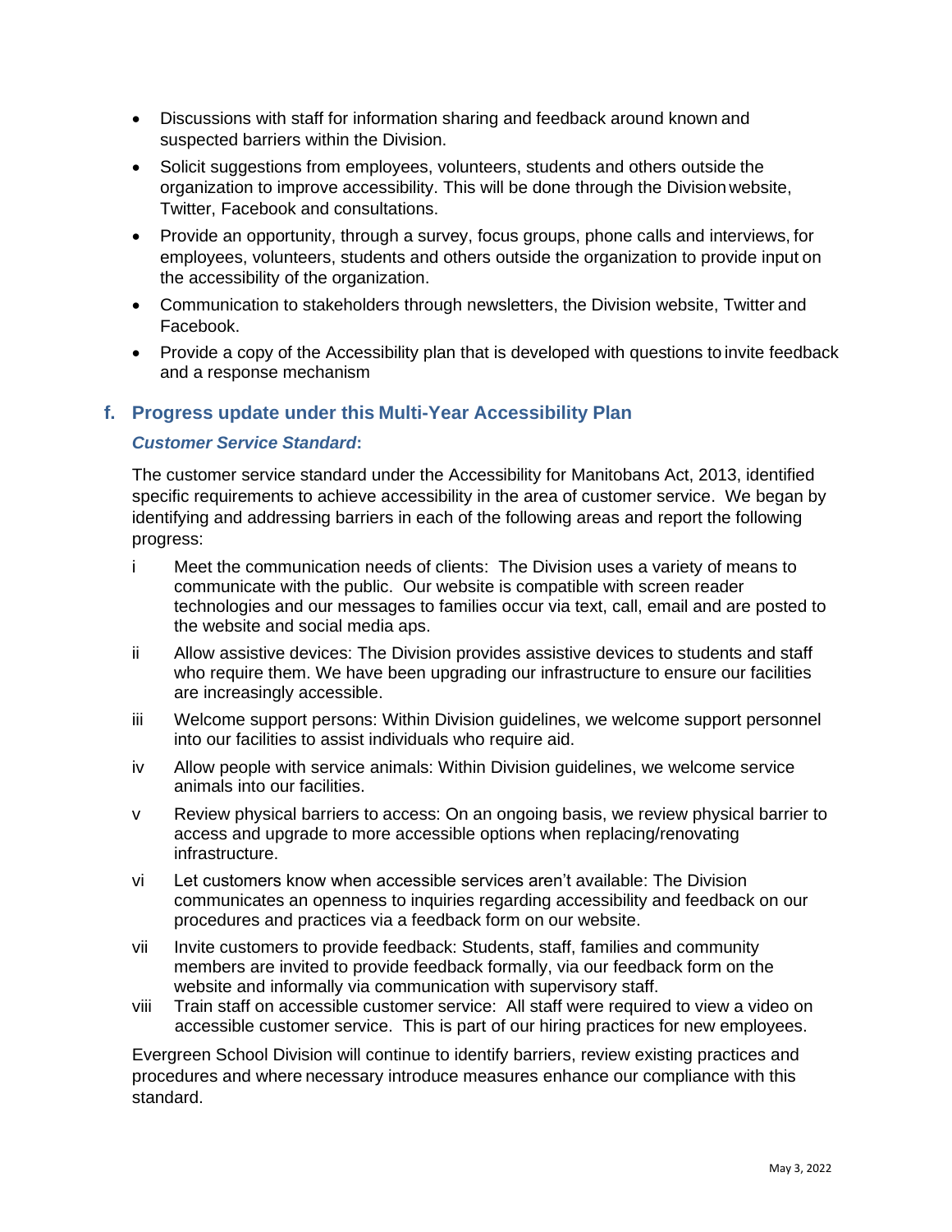- Discussions with staff for information sharing and feedback around known and suspected barriers within the Division.
- Solicit suggestions from employees, volunteers, students and others outside the organization to improve accessibility. This will be done through the Division website, Twitter, Facebook and consultations.
- Provide an opportunity, through a survey, focus groups, phone calls and interviews, for employees, volunteers, students and others outside the organization to provide input on the accessibility of the organization.
- Communication to stakeholders through newsletters, the Division website, Twitter and Facebook.
- Provide a copy of the Accessibility plan that is developed with questions to invite feedback and a response mechanism

## f. Progress update under this Multi-Year Accessibility Plan

### ***Customer Service Standard*:**

The customer service standard under the Accessibility for Manitobans Act, 2013, identified specific requirements to achieve accessibility in the area of customer service. We began by identifying and addressing barriers in each of the following areas and report the following progress:

i Meet the communication needs of clients: The Division uses a variety of means to communicate with the public. Our website is compatible with screen reader technologies and our messages to families occur via text, call, email and are posted to the website and social media aps.

ii Allow assistive devices: The Division provides assistive devices to students and staff who require them. We have been upgrading our infrastructure to ensure our facilities are increasingly accessible.

iii Welcome support persons: Within Division guidelines, we welcome support personnel into our facilities to assist individuals who require aid.

iv Allow people with service animals: Within Division guidelines, we welcome service animals into our facilities.

v Review physical barriers to access: On an ongoing basis, we review physical barrier to access and upgrade to more accessible options when replacing/renovating infrastructure.

vi Let customers know when accessible services aren't available: The Division communicates an openness to inquiries regarding accessibility and feedback on our procedures and practices via a feedback form on our website.

vii Invite customers to provide feedback: Students, staff, families and community members are invited to provide feedback formally, via our feedback form on the website and informally via communication with supervisory staff.

viii Train staff on accessible customer service: All staff were required to view a video on accessible customer service. This is part of our hiring practices for new employees.

Evergreen School Division will continue to identify barriers, review existing practices and procedures and where necessary introduce measures enhance our compliance with this standard.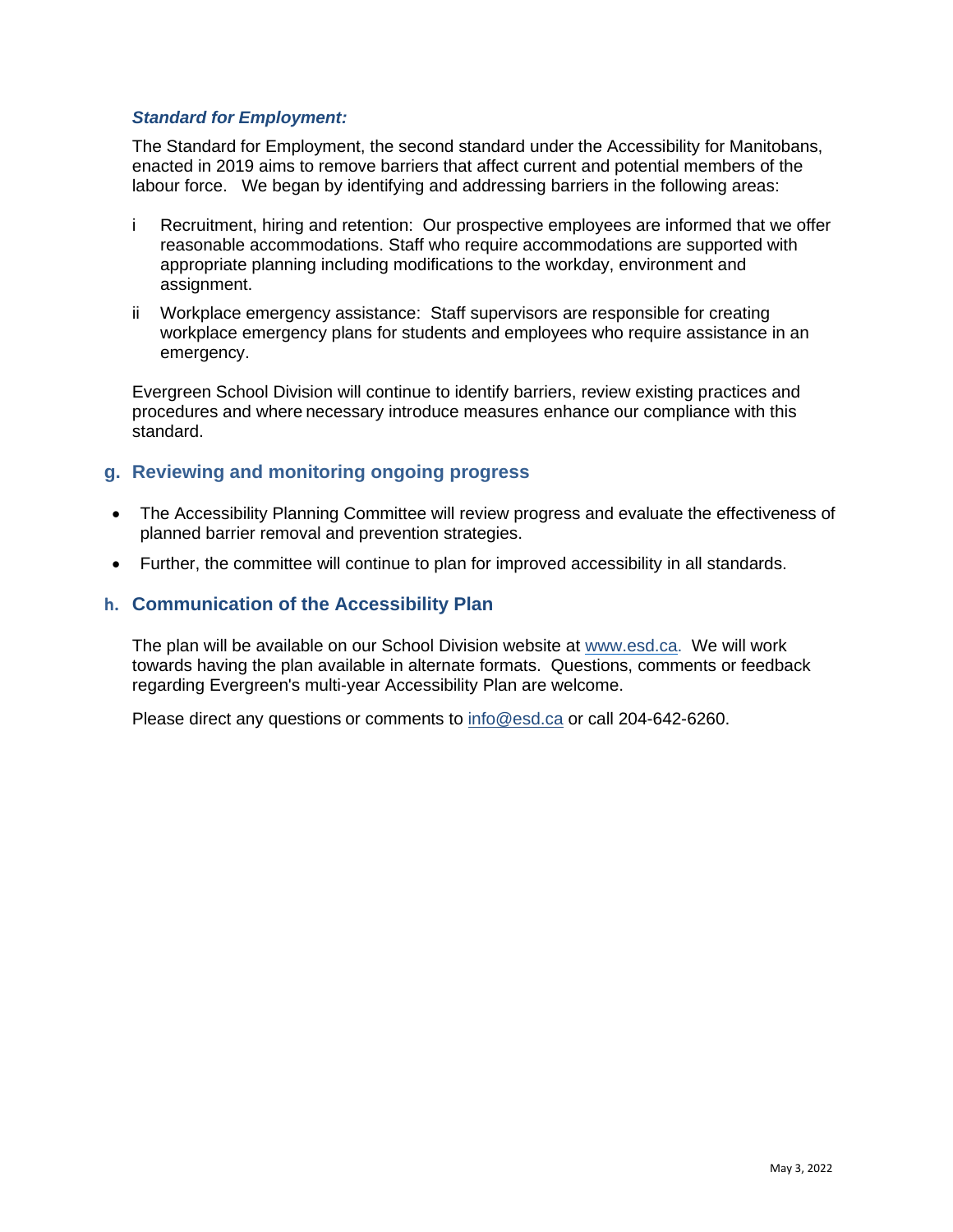***Standard for Employment:***

The Standard for Employment, the second standard under the Accessibility for Manitobans, enacted in 2019 aims to remove barriers that affect current and potential members of the labour force. We began by identifying and addressing barriers in the following areas:

i Recruitment, hiring and retention: Our prospective employees are informed that we offer reasonable accommodations. Staff who require accommodations are supported with appropriate planning including modifications to the workday, environment and assignment.

ii Workplace emergency assistance: Staff supervisors are responsible for creating workplace emergency plans for students and employees who require assistance in an emergency.

Evergreen School Division will continue to identify barriers, review existing practices and procedures and where necessary introduce measures enhance our compliance with this standard.

## g. Reviewing and monitoring ongoing progress

- The Accessibility Planning Committee will review progress and evaluate the effectiveness of planned barrier removal and prevention strategies.
- Further, the committee will continue to plan for improved accessibility in all standards.

## h. Communication of the Accessibility Plan

The plan will be available on our School Division website at www.esd.ca. We will work towards having the plan available in alternate formats. Questions, comments or feedback regarding Evergreen's multi-year Accessibility Plan are welcome.

Please direct any questions or comments to info@esd.ca or call 204-642-6260.

May 3, 2022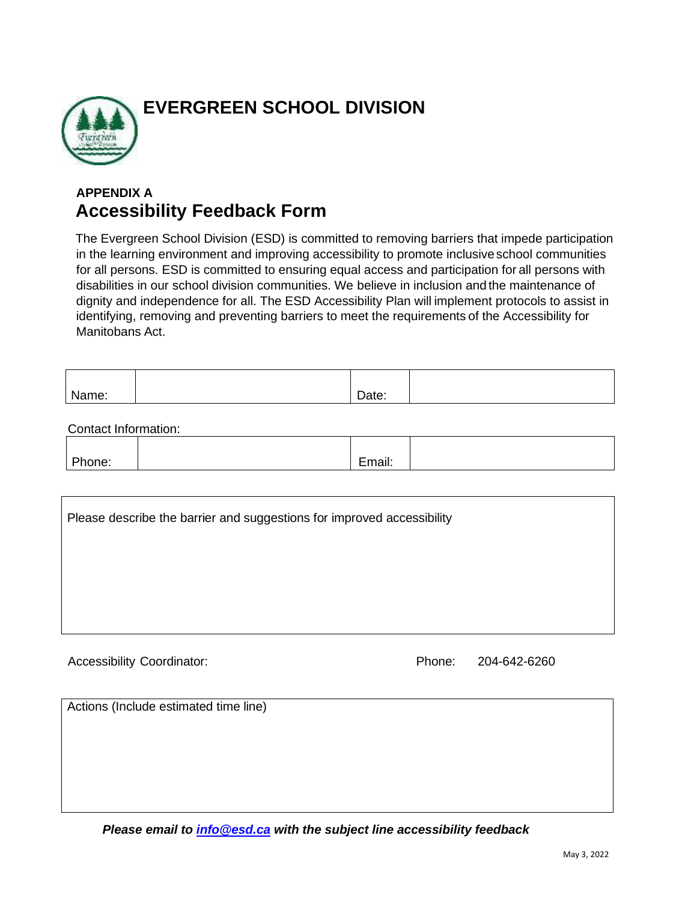# EVERGREEN SCHOOL DIVISION

**APPENDIX A**

## Accessibility Feedback Form

The Evergreen School Division (ESD) is committed to removing barriers that impede participation in the learning environment and improving accessibility to promote inclusive school communities for all persons. ESD is committed to ensuring equal access and participation for all persons with disabilities in our school division communities. We believe in inclusion and the maintenance of dignity and independence for all. The ESD Accessibility Plan will implement protocols to assist in identifying, removing and preventing barriers to meet the requirements of the Accessibility for Manitobans Act.

| | | | |
|---|---|---|---|
| Name: | | Date: | |

Contact Information:

| | | | |
|---|---|---|---|
| Phone: | | Email: | |

| |
|---|
| Please describe the barrier and suggestions for improved accessibility |

Accessibility Coordinator: Phone: 204-642-6260

| |
|---|
| Actions (Include estimated time line) |

***Please email to info@esd.ca with the subject line accessibility feedback***

May 3, 2022